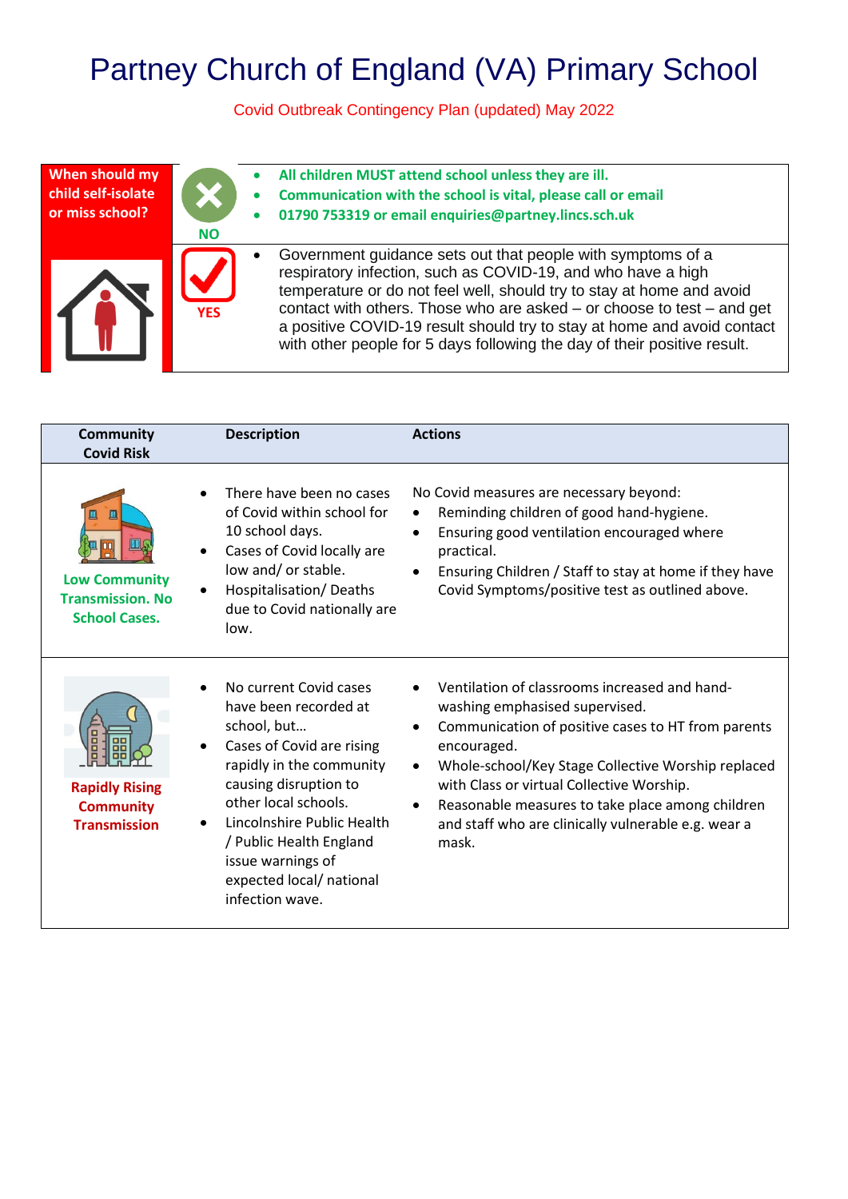# Partney Church of England (VA) Primary School

Covid Outbreak Contingency Plan (updated) May 2022

| When should my child self-isolate or miss school? | | |
|---|---|---|
| | **NO** | • **All children MUST attend school unless they are ill.**<br>• **Communication with the school is vital, please call or email**<br>• **01790 753319 or email enquiries@partney.lincs.sch.uk** |
| | **YES** | • Government guidance sets out that people with symptoms of a respiratory infection, such as COVID-19, and who have a high temperature or do not feel well, should try to stay at home and avoid contact with others. Those who are asked – or choose to test – and get a positive COVID-19 result should try to stay at home and avoid contact with other people for 5 days following the day of their positive result. |

| Community Covid Risk | Description | Actions |
|---|---|---|
| **Low Community Transmission. No School Cases.** | • There have been no cases of Covid within school for 10 school days.<br>• Cases of Covid locally are low and/ or stable.<br>• Hospitalisation/ Deaths due to Covid nationally are low. | No Covid measures are necessary beyond:<br>• Reminding children of good hand-hygiene.<br>• Ensuring good ventilation encouraged where practical.<br>• Ensuring Children / Staff to stay at home if they have Covid Symptoms/positive test as outlined above. |
| **Rapidly Rising Community Transmission** | • No current Covid cases have been recorded at school, but…<br>• Cases of Covid are rising rapidly in the community causing disruption to other local schools.<br>• Lincolnshire Public Health / Public Health England issue warnings of expected local/ national infection wave. | • Ventilation of classrooms increased and hand-washing emphasised supervised.<br>• Communication of positive cases to HT from parents encouraged.<br>• Whole-school/Key Stage Collective Worship replaced with Class or virtual Collective Worship.<br>• Reasonable measures to take place among children and staff who are clinically vulnerable e.g. wear a mask. |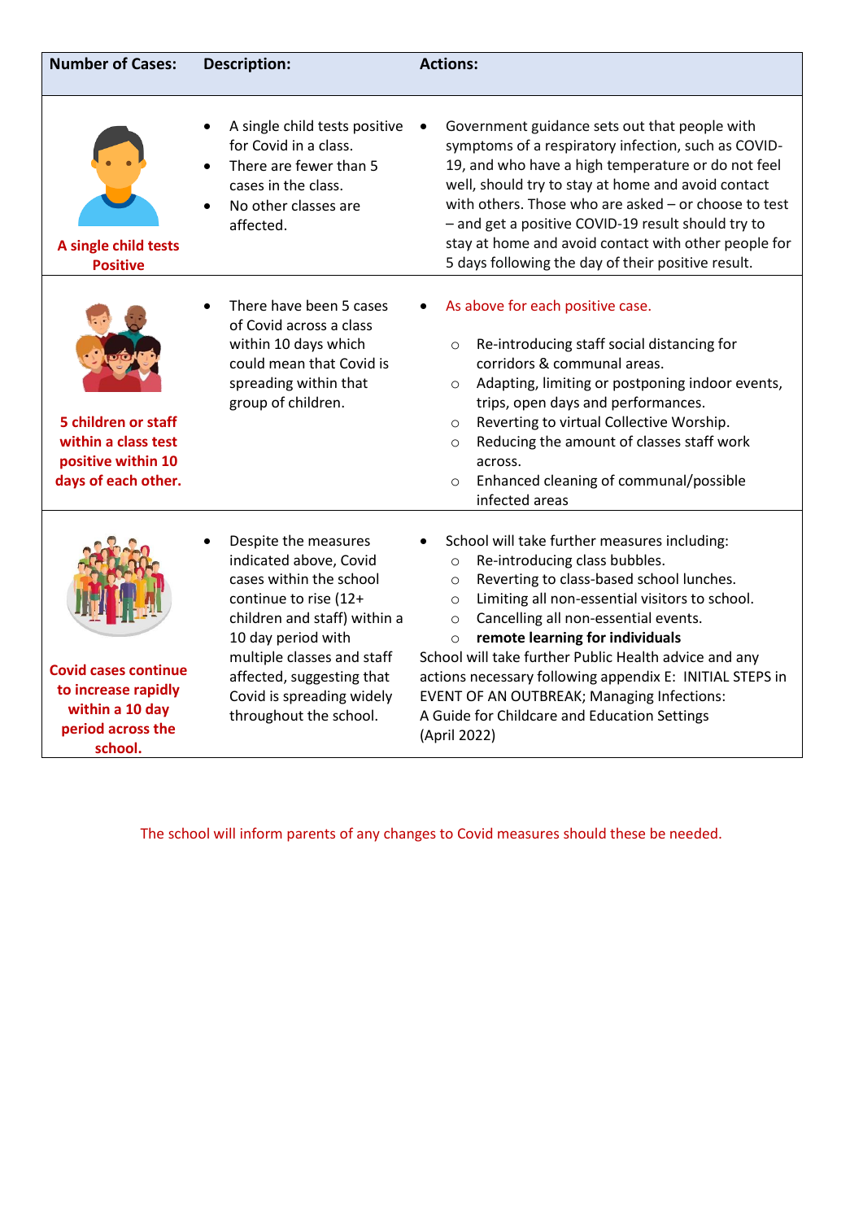| Number of Cases: | Description: | Actions: |
| --- | --- | --- |
| **A single child tests Positive** | • A single child tests positive for Covid in a class.<br>• There are fewer than 5 cases in the class.<br>• No other classes are affected. | • Government guidance sets out that people with symptoms of a respiratory infection, such as COVID-19, and who have a high temperature or do not feel well, should try to stay at home and avoid contact with others. Those who are asked – or choose to test – and get a positive COVID-19 result should try to stay at home and avoid contact with other people for 5 days following the day of their positive result. |
| **5 children or staff within a class test positive within 10 days of each other.** | • There have been 5 cases of Covid across a class within 10 days which could mean that Covid is spreading within that group of children. | • As above for each positive case.<br>○ Re-introducing staff social distancing for corridors & communal areas.<br>○ Adapting, limiting or postponing indoor events, trips, open days and performances.<br>○ Reverting to virtual Collective Worship.<br>○ Reducing the amount of classes staff work across.<br>○ Enhanced cleaning of communal/possible infected areas |
| **Covid cases continue to increase rapidly within a 10 day period across the school.** | • Despite the measures indicated above, Covid cases within the school continue to rise (12+ children and staff) within a 10 day period with multiple classes and staff affected, suggesting that Covid is spreading widely throughout the school. | • School will take further measures including:<br>○ Re-introducing class bubbles.<br>○ Reverting to class-based school lunches.<br>○ Limiting all non-essential visitors to school.<br>○ Cancelling all non-essential events.<br>○ **remote learning for individuals**<br>School will take further Public Health advice and any actions necessary following appendix E: INITIAL STEPS in EVENT OF AN OUTBREAK; Managing Infections: A Guide for Childcare and Education Settings (April 2022) |

The school will inform parents of any changes to Covid measures should these be needed.